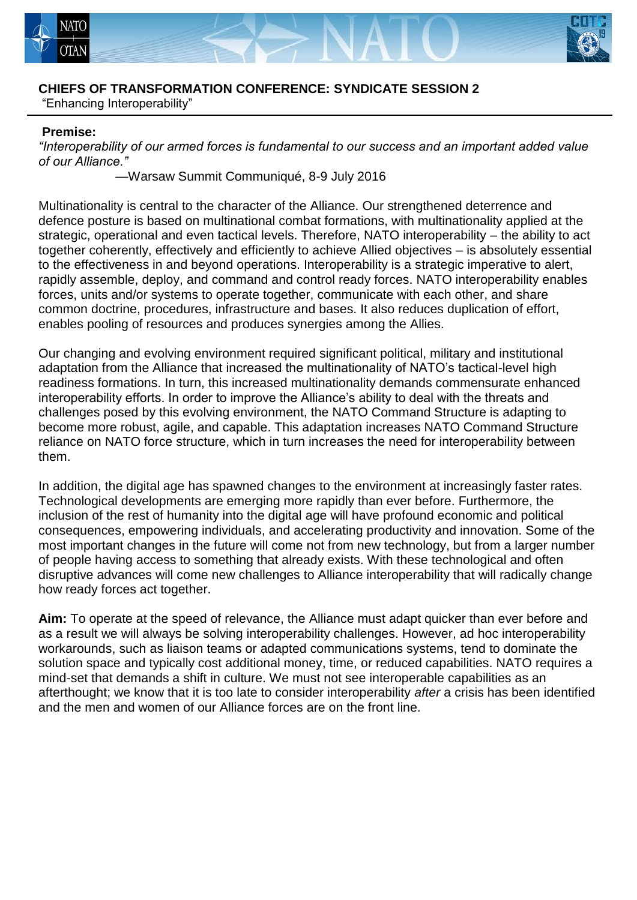# CHIEFS OF TRANSFORMATION CONFERENCE: SYNDICATE SESSION 2

"Enhancing Interoperability"

**Premise:**

*"Interoperability of our armed forces is fundamental to our success and an important added value of our Alliance."*

—Warsaw Summit Communiqué, 8-9 July 2016

Multinationality is central to the character of the Alliance. Our strengthened deterrence and defence posture is based on multinational combat formations, with multinationality applied at the strategic, operational and even tactical levels. Therefore, NATO interoperability – the ability to act together coherently, effectively and efficiently to achieve Allied objectives – is absolutely essential to the effectiveness in and beyond operations. Interoperability is a strategic imperative to alert, rapidly assemble, deploy, and command and control ready forces. NATO interoperability enables forces, units and/or systems to operate together, communicate with each other, and share common doctrine, procedures, infrastructure and bases. It also reduces duplication of effort, enables pooling of resources and produces synergies among the Allies.

Our changing and evolving environment required significant political, military and institutional adaptation from the Alliance that increased the multinationality of NATO's tactical-level high readiness formations. In turn, this increased multinationality demands commensurate enhanced interoperability efforts. In order to improve the Alliance's ability to deal with the threats and challenges posed by this evolving environment, the NATO Command Structure is adapting to become more robust, agile, and capable. This adaptation increases NATO Command Structure reliance on NATO force structure, which in turn increases the need for interoperability between them.

In addition, the digital age has spawned changes to the environment at increasingly faster rates. Technological developments are emerging more rapidly than ever before. Furthermore, the inclusion of the rest of humanity into the digital age will have profound economic and political consequences, empowering individuals, and accelerating productivity and innovation. Some of the most important changes in the future will come not from new technology, but from a larger number of people having access to something that already exists. With these technological and often disruptive advances will come new challenges to Alliance interoperability that will radically change how ready forces act together.

**Aim:** To operate at the speed of relevance, the Alliance must adapt quicker than ever before and as a result we will always be solving interoperability challenges. However, ad hoc interoperability workarounds, such as liaison teams or adapted communications systems, tend to dominate the solution space and typically cost additional money, time, or reduced capabilities. NATO requires a mind-set that demands a shift in culture. We must not see interoperable capabilities as an afterthought; we know that it is too late to consider interoperability *after* a crisis has been identified and the men and women of our Alliance forces are on the front line.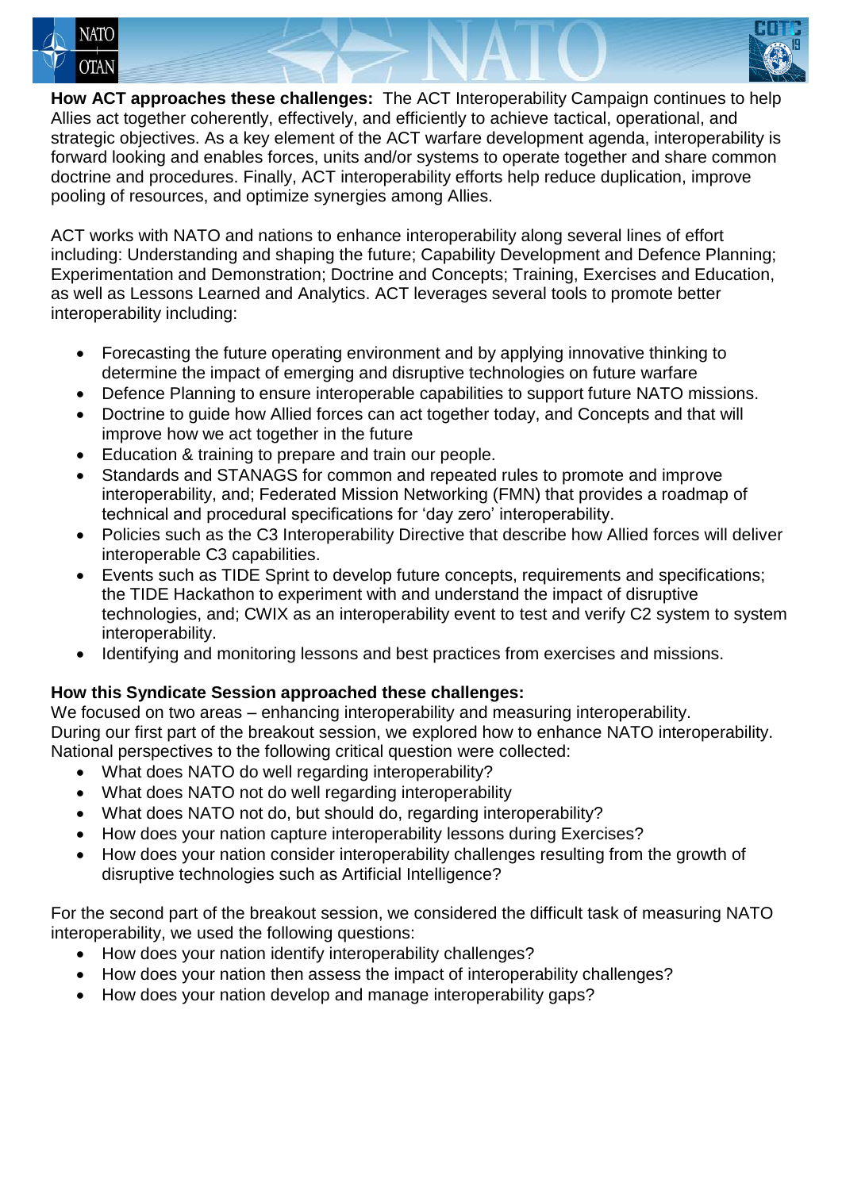**How ACT approaches these challenges:** The ACT Interoperability Campaign continues to help Allies act together coherently, effectively, and efficiently to achieve tactical, operational, and strategic objectives. As a key element of the ACT warfare development agenda, interoperability is forward looking and enables forces, units and/or systems to operate together and share common doctrine and procedures. Finally, ACT interoperability efforts help reduce duplication, improve pooling of resources, and optimize synergies among Allies.

ACT works with NATO and nations to enhance interoperability along several lines of effort including: Understanding and shaping the future; Capability Development and Defence Planning; Experimentation and Demonstration; Doctrine and Concepts; Training, Exercises and Education, as well as Lessons Learned and Analytics. ACT leverages several tools to promote better interoperability including:

- Forecasting the future operating environment and by applying innovative thinking to determine the impact of emerging and disruptive technologies on future warfare
- Defence Planning to ensure interoperable capabilities to support future NATO missions.
- Doctrine to guide how Allied forces can act together today, and Concepts and that will improve how we act together in the future
- Education & training to prepare and train our people.
- Standards and STANAGS for common and repeated rules to promote and improve interoperability, and; Federated Mission Networking (FMN) that provides a roadmap of technical and procedural specifications for 'day zero' interoperability.
- Policies such as the C3 Interoperability Directive that describe how Allied forces will deliver interoperable C3 capabilities.
- Events such as TIDE Sprint to develop future concepts, requirements and specifications; the TIDE Hackathon to experiment with and understand the impact of disruptive technologies, and; CWIX as an interoperability event to test and verify C2 system to system interoperability.
- Identifying and monitoring lessons and best practices from exercises and missions.

**How this Syndicate Session approached these challenges:**
We focused on two areas – enhancing interoperability and measuring interoperability. During our first part of the breakout session, we explored how to enhance NATO interoperability. National perspectives to the following critical question were collected:

- What does NATO do well regarding interoperability?
- What does NATO not do well regarding interoperability
- What does NATO not do, but should do, regarding interoperability?
- How does your nation capture interoperability lessons during Exercises?
- How does your nation consider interoperability challenges resulting from the growth of disruptive technologies such as Artificial Intelligence?

For the second part of the breakout session, we considered the difficult task of measuring NATO interoperability, we used the following questions:

- How does your nation identify interoperability challenges?
- How does your nation then assess the impact of interoperability challenges?
- How does your nation develop and manage interoperability gaps?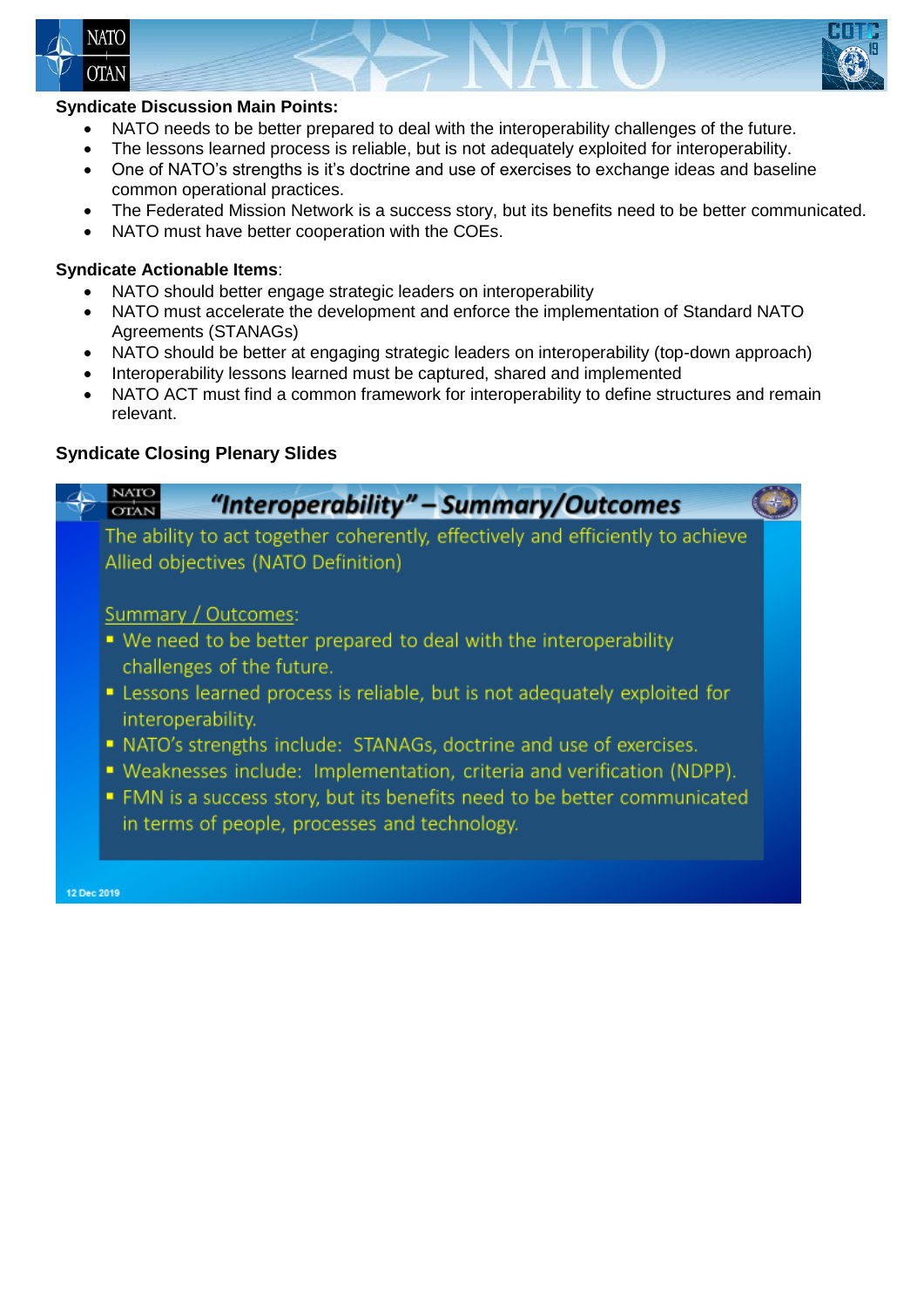**Syndicate Discussion Main Points:**

- NATO needs to be better prepared to deal with the interoperability challenges of the future.
- The lessons learned process is reliable, but is not adequately exploited for interoperability.
- One of NATO's strengths is it's doctrine and use of exercises to exchange ideas and baseline common operational practices.
- The Federated Mission Network is a success story, but its benefits need to be better communicated.
- NATO must have better cooperation with the COEs.

**Syndicate Actionable Items**:

- NATO should better engage strategic leaders on interoperability
- NATO must accelerate the development and enforce the implementation of Standard NATO Agreements (STANAGs)
- NATO should be better at engaging strategic leaders on interoperability (top-down approach)
- Interoperability lessons learned must be captured, shared and implemented
- NATO ACT must find a common framework for interoperability to define structures and remain relevant.

**Syndicate Closing Plenary Slides**

**"Interoperability" – Summary/Outcomes**

The ability to act together coherently, effectively and efficiently to achieve Allied objectives (NATO Definition)

Summary / Outcomes:

- We need to be better prepared to deal with the interoperability challenges of the future.
- Lessons learned process is reliable, but is not adequately exploited for interoperability.
- NATO's strengths include: STANAGs, doctrine and use of exercises.
- Weaknesses include: Implementation, criteria and verification (NDPP).
- FMN is a success story, but its benefits need to be better communicated in terms of people, processes and technology.

12 Dec 2019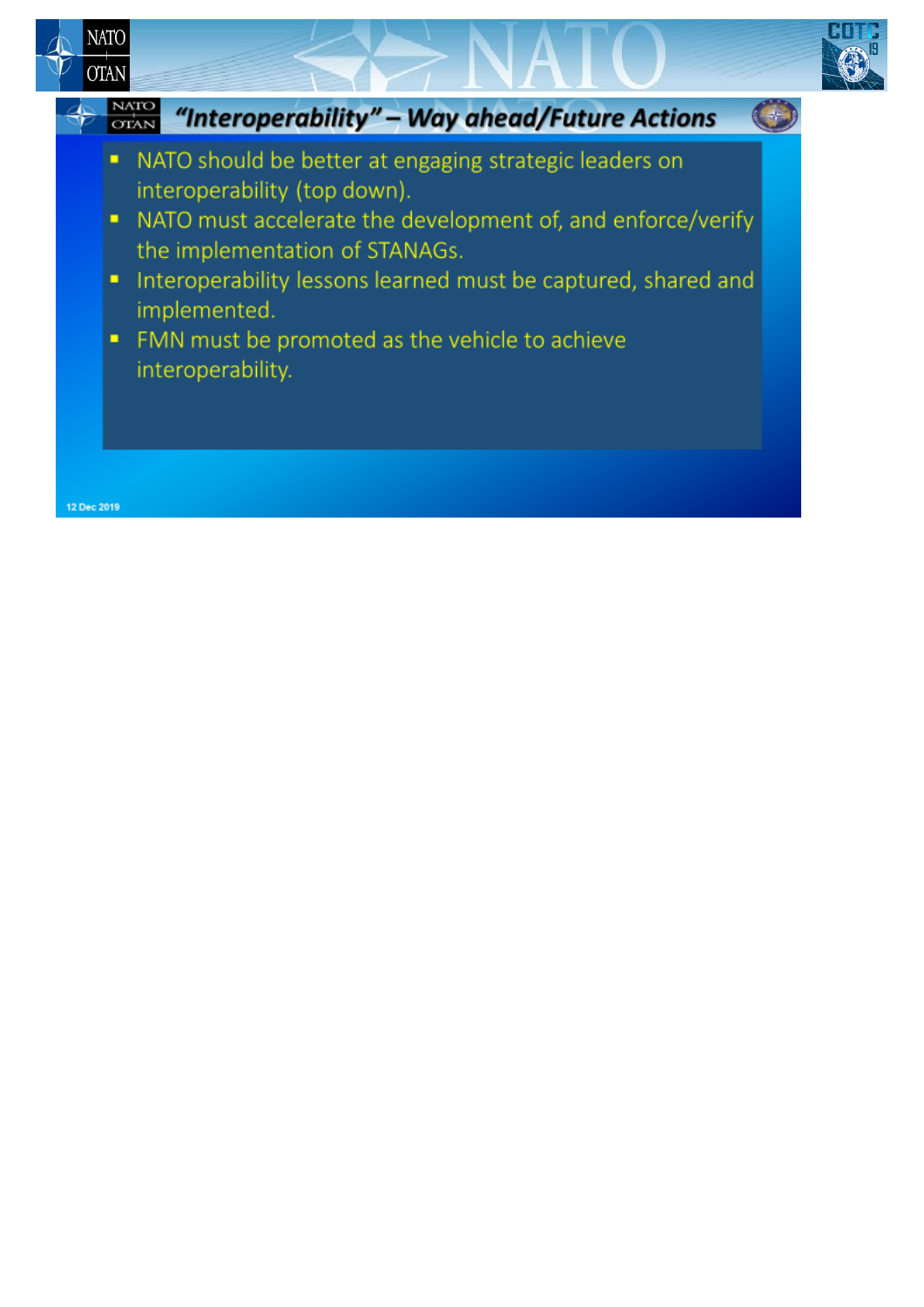## "Interoperability" – Way ahead/Future Actions

- NATO should be better at engaging strategic leaders on interoperability (top down).
- NATO must accelerate the development of, and enforce/verify the implementation of STANAGs.
- Interoperability lessons learned must be captured, shared and implemented.
- FMN must be promoted as the vehicle to achieve interoperability.

12 Dec 2019